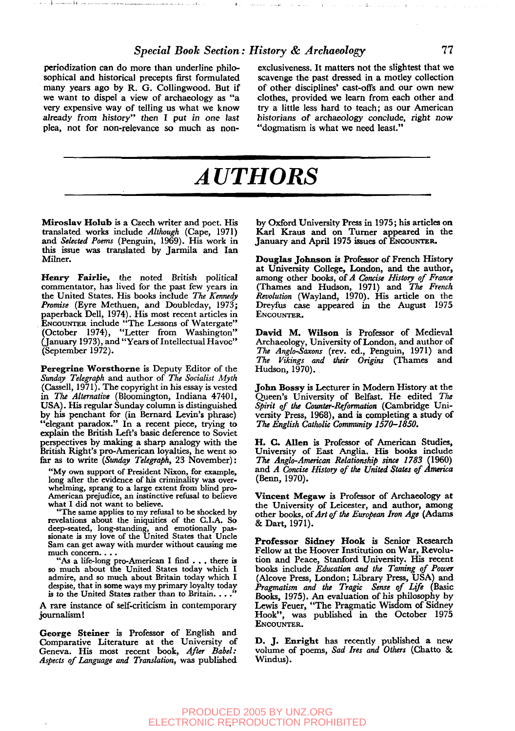periodization can do more than underline philosophical and historical precepts first formulated many years ago by R. G. Collingwood. But if we want to dispel a view of archaeology as "a very expensive way of telling us what we know already from history" then I put in one last plea, not for non-relevance so much as non-exclusiveness. It matters not the slightest that we scavenge the past dressed in a motley collection of other disciplines' cast-offs and our own new clothes, provided we learn from each other and try a little less hard to teach; as our American historians of archaeology conclude, right now "dogmatism is what we need least."

# AUTHORS

**Miroslav Holub** is a Czech writer and poet. His translated works include *Although* (Cape, 1971) and *Selected Poems* (Penguin, 1969). His work in this issue was translated by Jarmila and Ian Milner.

**Henry Fairlie**, the noted British political commentator, has lived for the past few years in the United States. His books include *The Kennedy Promise* (Eyre Methuen, and Doubleday, 1973; paperback Dell, 1974). His most recent articles in ENCOUNTER include "The Lessons of Watergate" (October 1974), "Letter from Washington" (January 1973), and "Years of Intellectual Havoc" (September 1972).

**Peregrine Worsthorne** is Deputy Editor of the *Sunday Telegraph* and author of *The Socialist Myth* (Cassell, 1971). The copyright in his essay is vested in *The Alternative* (Bloomington, Indiana 47401, USA). His regular Sunday column is distinguished by his penchant for (in Bernard Levin's phrase) "elegant paradox." In a recent piece, trying to explain the British Left's basic deference to Soviet perspectives by making a sharp analogy with the British Right's pro-American loyalties, he went so far as to write (*Sunday Telegraph*, 23 November):

> "My own support of President Nixon, for example, long after the evidence of his criminality was overwhelming, sprang to a large extent from blind pro-American prejudice, an instinctive refusal to believe what I did not want to believe.
>
> "The same applies to my refusal to be shocked by revelations about the iniquities of the C.I.A. So deep-seated, long-standing, and emotionally passionate is my love of the United States that Uncle Sam can get away with murder without causing me much concern. . . .
>
> "As a life-long pro-American I find . . . there is so much about the United States today which I admire, and so much about Britain today which I despise, that in some ways my primary loyalty today is to the United States rather than to Britain. . . ."

A rare instance of self-criticism in contemporary journalism!

**George Steiner** is Professor of English and Comparative Literature at the University of Geneva. His most recent book, *After Babel: Aspects of Language and Translation*, was published by Oxford University Press in 1975; his articles on Karl Kraus and on Turner appeared in the January and April 1975 issues of ENCOUNTER.

**Douglas Johnson** is Professor of French History at University College, London, and the author, among other books, of *A Concise History of France* (Thames and Hudson, 1971) and *The French Revolution* (Wayland, 1970). His article on the Dreyfus case appeared in the August 1975 ENCOUNTER.

**David M. Wilson** is Professor of Medieval Archaeology, University of London, and author of *The Anglo-Saxons* (rev. ed., Penguin, 1971) and *The Vikings and their Origins* (Thames and Hudson, 1970).

**John Bossy** is Lecturer in Modern History at the Queen's University of Belfast. He edited *The Spirit of the Counter-Reformation* (Cambridge University Press, 1968), and is completing a study of *The English Catholic Community 1570–1850.*

**H. C. Allen** is Professor of American Studies, University of East Anglia. His books include *The Anglo-American Relationship since 1783* (1960) and *A Concise History of the United States of America* (Benn, 1970).

**Vincent Megaw** is Professor of Archaeology at the University of Leicester, and author, among other books, of *Art of the European Iron Age* (Adams & Dart, 1971).

**Professor Sidney Hook** is Senior Research Fellow at the Hoover Institution on War, Revolution and Peace, Stanford University. His recent books include *Education and the Taming of Power* (Alcove Press, London; Library Press, USA) and *Pragmatism and the Tragic Sense of Life* (Basic Books, 1975). An evaluation of his philosophy by Lewis Feuer, "The Pragmatic Wisdom of Sidney Hook", was published in the October 1975 ENCOUNTER.

**D. J. Enright** has recently published a new volume of poems, *Sad Ires and Others* (Chatto & Windus).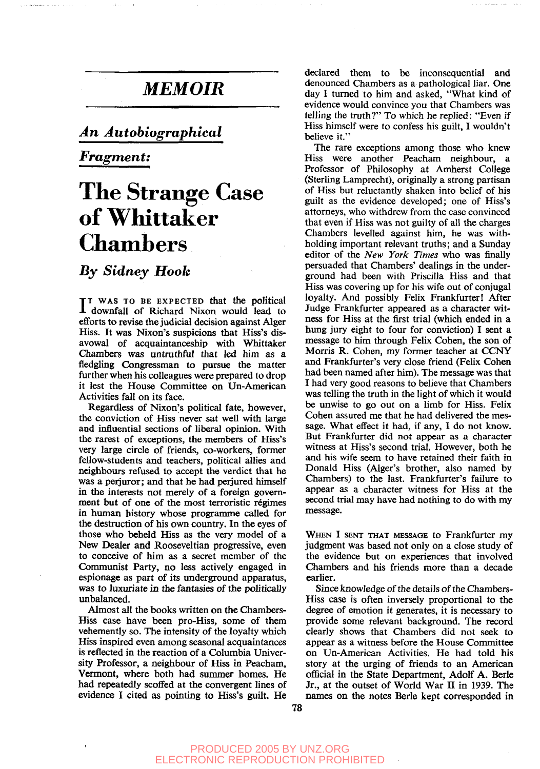# MEMOIR

## *An Autobiographical Fragment:*

# The Strange Case of Whittaker Chambers

### *By Sidney Hook*

IT WAS TO BE EXPECTED that the political downfall of Richard Nixon would lead to efforts to revise the judicial decision against Alger Hiss. It was Nixon's suspicions that Hiss's disavowal of acquaintanceship with Whittaker Chambers was untruthful that led him as a fledgling Congressman to pursue the matter further when his colleagues were prepared to drop it lest the House Committee on Un-American Activities fall on its face.

Regardless of Nixon's political fate, however, the conviction of Hiss never sat well with large and influential sections of liberal opinion. With the rarest of exceptions, the members of Hiss's very large circle of friends, co-workers, former fellow-students and teachers, political allies and neighbours refused to accept the verdict that he was a perjuror; and that he had perjured himself in the interests not merely of a foreign government but of one of the most terroristic régimes in human history whose programme called for the destruction of his own country. In the eyes of those who beheld Hiss as the very model of a New Dealer and Rooseveltian progressive, even to conceive of him as a secret member of the Communist Party, no less actively engaged in espionage as part of its underground apparatus, was to luxuriate in the fantasies of the politically unbalanced.

Almost all the books written on the Chambers-Hiss case have been pro-Hiss, some of them vehemently so. The intensity of the loyalty which Hiss inspired even among seasonal acquaintances is reflected in the reaction of a Columbia University Professor, a neighbour of Hiss in Peacham, Vermont, where both had summer homes. He had repeatedly scoffed at the convergent lines of evidence I cited as pointing to Hiss's guilt. He declared them to be inconsequential and denounced Chambers as a pathological liar. One day I turned to him and asked, "What kind of evidence would convince you that Chambers was telling the truth?" To which he replied: "Even if Hiss himself were to confess his guilt, I wouldn't believe it."

The rare exceptions among those who knew Hiss were another Peacham neighbour, a Professor of Philosophy at Amherst College (Sterling Lamprecht), originally a strong partisan of Hiss but reluctantly shaken into belief of his guilt as the evidence developed; one of Hiss's attorneys, who withdrew from the case convinced that even if Hiss was not guilty of all the charges Chambers levelled against him, he was withholding important relevant truths; and a Sunday editor of the *New York Times* who was finally persuaded that Chambers' dealings in the underground had been with Priscilla Hiss and that Hiss was covering up for his wife out of conjugal loyalty. And possibly Felix Frankfurter! After Judge Frankfurter appeared as a character witness for Hiss at the first trial (which ended in a hung jury eight to four for conviction) I sent a message to him through Felix Cohen, the son of Morris R. Cohen, my former teacher at CCNY and Frankfurter's very close friend (Felix Cohen had been named after him). The message was that I had very good reasons to believe that Chambers was telling the truth in the light of which it would be unwise to go out on a limb for Hiss. Felix Cohen assured me that he had delivered the message. What effect it had, if any, I do not know. But Frankfurter did not appear as a character witness at Hiss's second trial. However, both he and his wife seem to have retained their faith in Donald Hiss (Alger's brother, also named by Chambers) to the last. Frankfurter's failure to appear as a character witness for Hiss at the second trial may have had nothing to do with my message.

WHEN I SENT THAT MESSAGE to Frankfurter my judgment was based not only on a close study of the evidence but on experiences that involved Chambers and his friends more than a decade earlier.

Since knowledge of the details of the Chambers-Hiss case is often inversely proportional to the degree of emotion it generates, it is necessary to provide some relevant background. The record clearly shows that Chambers did not seek to appear as a witness before the House Committee on Un-American Activities. He had told his story at the urging of friends to an American official in the State Department, Adolf A. Berle Jr., at the outset of World War II in 1939. The names on the notes Berle kept corresponded in